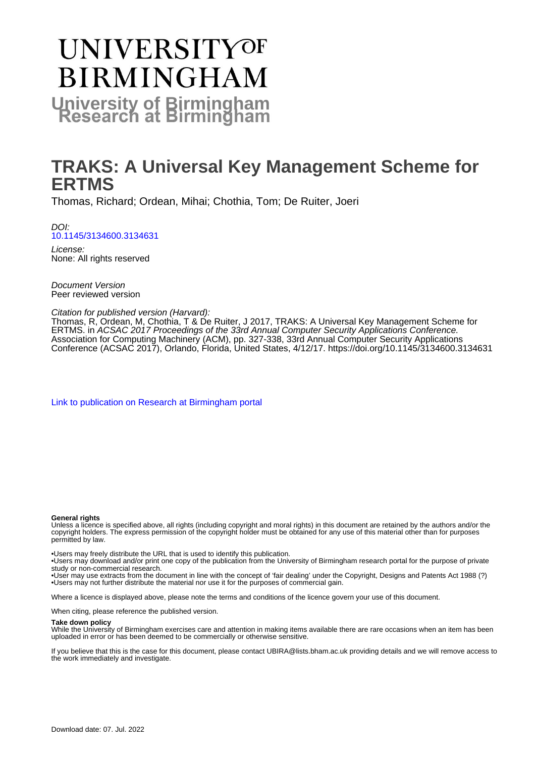# UNIVERSITY OF BIRMINGHAM

**University of Birmingham Research at Birmingham**

# TRAKS: A Universal Key Management Scheme for ERTMS

Thomas, Richard; Ordean, Mihai; Chothia, Tom; De Ruiter, Joeri

*DOI:*
10.1145/3134600.3134631

*License:*
None: All rights reserved

*Document Version*
Peer reviewed version

*Citation for published version (Harvard):*
Thomas, R, Ordean, M, Chothia, T & De Ruiter, J 2017, TRAKS: A Universal Key Management Scheme for ERTMS. in *ACSAC 2017 Proceedings of the 33rd Annual Computer Security Applications Conference.* Association for Computing Machinery (ACM), pp. 327-338, 33rd Annual Computer Security Applications Conference (ACSAC 2017), Orlando, Florida, United States, 4/12/17. https://doi.org/10.1145/3134600.3134631

Link to publication on Research at Birmingham portal

**General rights**

Unless a licence is specified above, all rights (including copyright and moral rights) in this document are retained by the authors and/or the copyright holders. The express permission of the copyright holder must be obtained for any use of this material other than for purposes permitted by law.

•Users may freely distribute the URL that is used to identify this publication.
•Users may download and/or print one copy of the publication from the University of Birmingham research portal for the purpose of private study or non-commercial research.
•User may use extracts from the document in line with the concept of 'fair dealing' under the Copyright, Designs and Patents Act 1988 (?)
•Users may not further distribute the material nor use it for the purposes of commercial gain.

Where a licence is displayed above, please note the terms and conditions of the licence govern your use of this document.

When citing, please reference the published version.

**Take down policy**

While the University of Birmingham exercises care and attention in making items available there are rare occasions when an item has been uploaded in error or has been deemed to be commercially or otherwise sensitive.

If you believe that this is the case for this document, please contact UBIRA@lists.bham.ac.uk providing details and we will remove access to the work immediately and investigate.

Download date: 07. Jul. 2022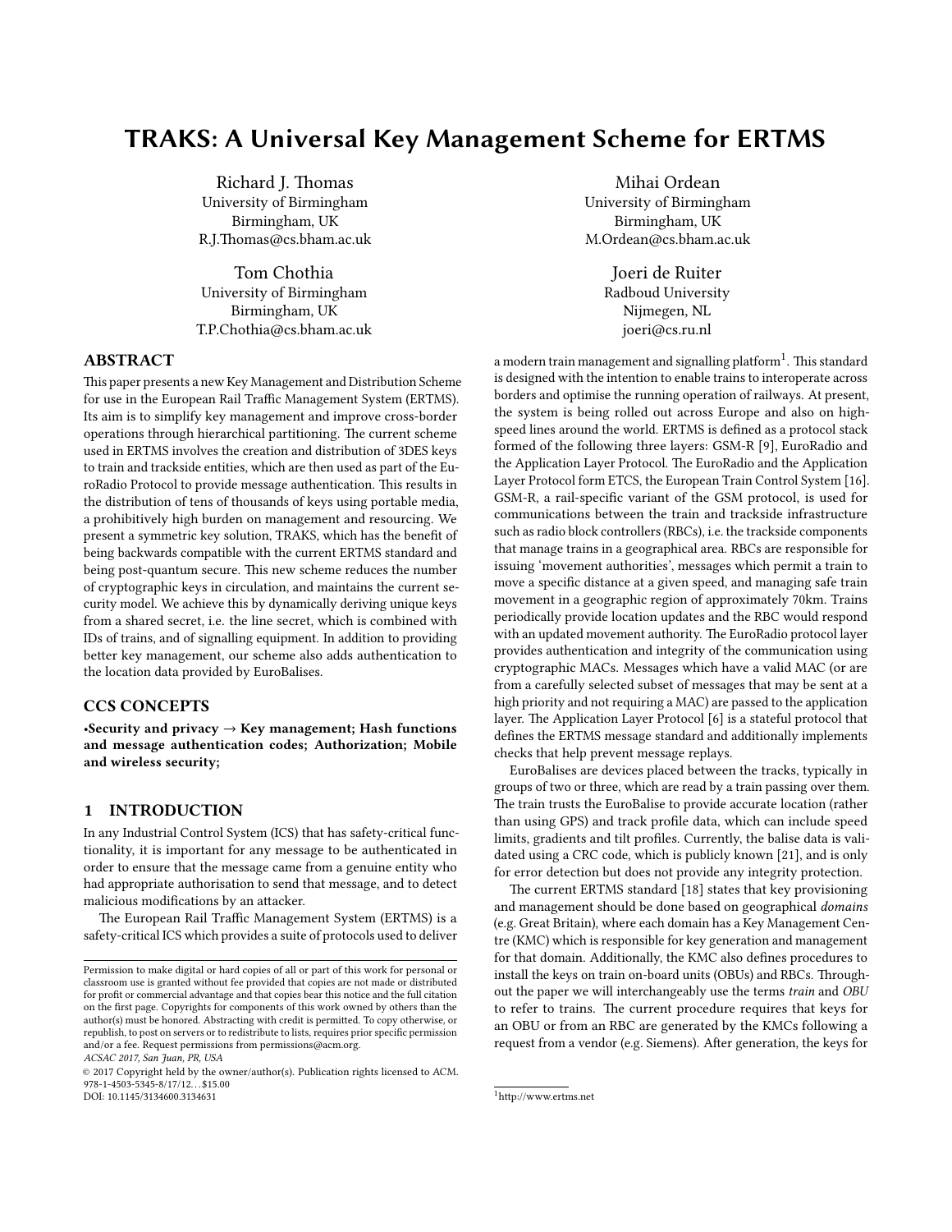# TRAKS: A Universal Key Management Scheme for ERTMS

Richard J. Thomas
University of Birmingham
Birmingham, UK
R.J.Thomas@cs.bham.ac.uk

Mihai Ordean
University of Birmingham
Birmingham, UK
M.Ordean@cs.bham.ac.uk

Tom Chothia
University of Birmingham
Birmingham, UK
T.P.Chothia@cs.bham.ac.uk

Joeri de Ruiter
Radboud University
Nijmegen, NL
joeri@cs.ru.nl

## ABSTRACT

This paper presents a new Key Management and Distribution Scheme for use in the European Rail Traffic Management System (ERTMS). Its aim is to simplify key management and improve cross-border operations through hierarchical partitioning. The current scheme used in ERTMS involves the creation and distribution of 3DES keys to train and trackside entities, which are then used as part of the EuroRadio Protocol to provide message authentication. This results in the distribution of tens of thousands of keys using portable media, a prohibitively high burden on management and resourcing. We present a symmetric key solution, TRAKS, which has the benefit of being backwards compatible with the current ERTMS standard and being post-quantum secure. This new scheme reduces the number of cryptographic keys in circulation, and maintains the current security model. We achieve this by dynamically deriving unique keys from a shared secret, i.e. the line secret, which is combined with IDs of trains, and of signalling equipment. In addition to providing better key management, our scheme also adds authentication to the location data provided by EuroBalises.

## CCS CONCEPTS

**•Security and privacy → Key management; Hash functions and message authentication codes; Authorization; Mobile and wireless security;**

## 1 INTRODUCTION

In any Industrial Control System (ICS) that has safety-critical functionality, it is important for any message to be authenticated in order to ensure that the message came from a genuine entity who had appropriate authorisation to send that message, and to detect malicious modifications by an attacker.

The European Rail Traffic Management System (ERTMS) is a safety-critical ICS which provides a suite of protocols used to deliver a modern train management and signalling platform[1]. This standard is designed with the intention to enable trains to interoperate across borders and optimise the running operation of railways. At present, the system is being rolled out across Europe and also on high-speed lines around the world. ERTMS is defined as a protocol stack formed of the following three layers: GSM-R [9], EuroRadio and the Application Layer Protocol. The EuroRadio and the Application Layer Protocol form ETCS, the European Train Control System [16]. GSM-R, a rail-specific variant of the GSM protocol, is used for communications between the train and trackside infrastructure such as radio block controllers (RBCs), i.e. the trackside components that manage trains in a geographical area. RBCs are responsible for issuing 'movement authorities', messages which permit a train to move a specific distance at a given speed, and managing safe train movement in a geographic region of approximately 70km. Trains periodically provide location updates and the RBC would respond with an updated movement authority. The EuroRadio protocol layer provides authentication and integrity of the communication using cryptographic MACs. Messages which have a valid MAC (or are from a carefully selected subset of messages that may be sent at a high priority and not requiring a MAC) are passed to the application layer. The Application Layer Protocol [6] is a stateful protocol that defines the ERTMS message standard and additionally implements checks that help prevent message replays.

EuroBalises are devices placed between the tracks, typically in groups of two or three, which are read by a train passing over them. The train trusts the EuroBalise to provide accurate location (rather than using GPS) and track profile data, which can include speed limits, gradients and tilt profiles. Currently, the balise data is validated using a CRC code, which is publicly known [21], and is only for error detection but does not provide any integrity protection.

The current ERTMS standard [18] states that key provisioning and management should be done based on geographical *domains* (e.g. Great Britain), where each domain has a Key Management Centre (KMC) which is responsible for key generation and management for that domain. Additionally, the KMC also defines procedures to install the keys on train on-board units (OBUs) and RBCs. Throughout the paper we will interchangeably use the terms *train* and *OBU* to refer to trains. The current procedure requires that keys for an OBU or from an RBC are generated by the KMCs following a request from a vendor (e.g. Siemens). After generation, the keys for

Permission to make digital or hard copies of all or part of this work for personal or classroom use is granted without fee provided that copies are not made or distributed for profit or commercial advantage and that copies bear this notice and the full citation on the first page. Copyrights for components of this work owned by others than the author(s) must be honored. Abstracting with credit is permitted. To copy otherwise, or republish, to post on servers or to redistribute to lists, requires prior specific permission and/or a fee. Request permissions from permissions@acm.org.
*ACSAC 2017, San Juan, PR, USA*
© 2017 Copyright held by the owner/author(s). Publication rights licensed to ACM. 978-1-4503-5345-8/17/12...$15.00
DOI: 10.1145/3134600.3134631

[1] http://www.ertms.net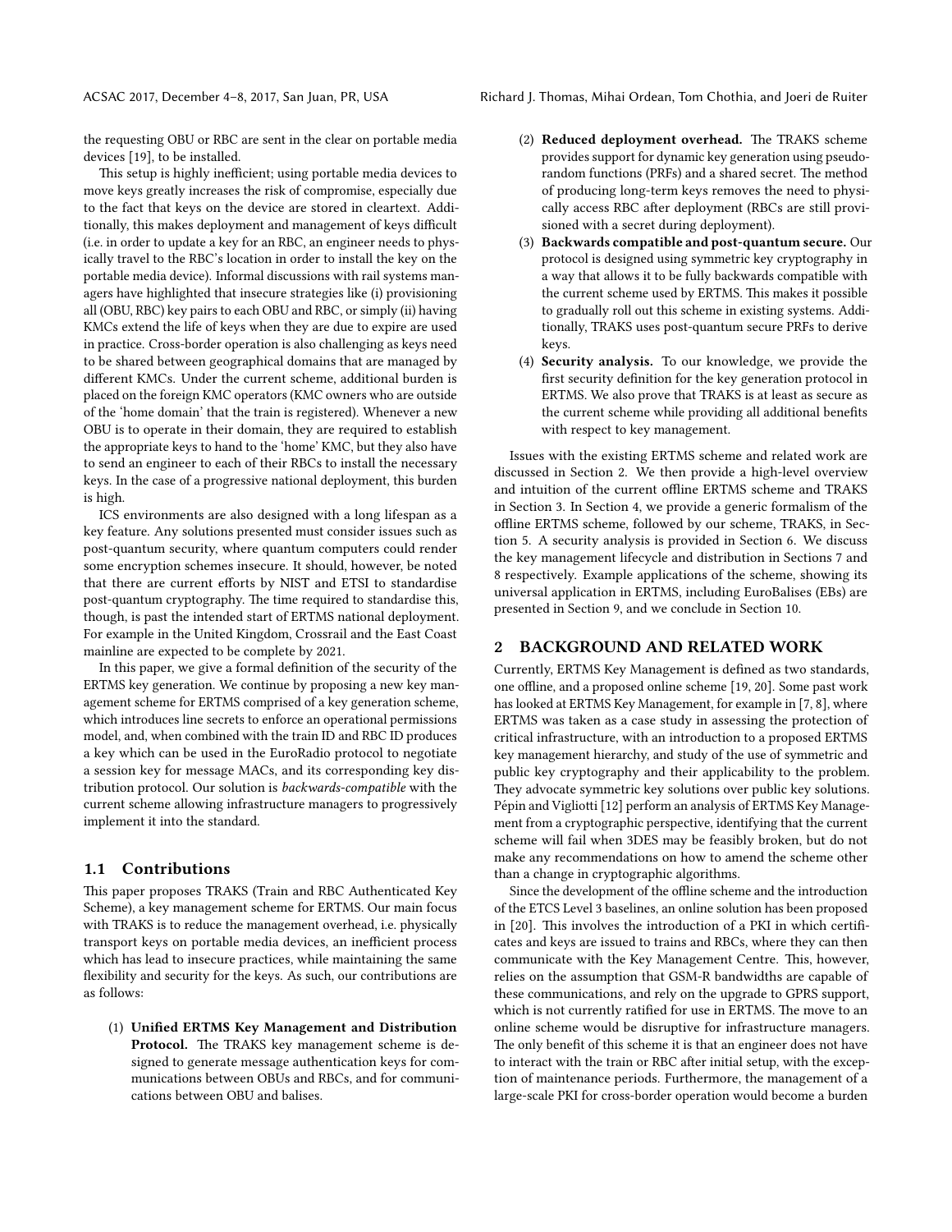the requesting OBU or RBC are sent in the clear on portable media devices [19], to be installed.

This setup is highly inefficient; using portable media devices to move keys greatly increases the risk of compromise, especially due to the fact that keys on the device are stored in cleartext. Additionally, this makes deployment and management of keys difficult (i.e. in order to update a key for an RBC, an engineer needs to physically travel to the RBC's location in order to install the key on the portable media device). Informal discussions with rail systems managers have highlighted that insecure strategies like (i) provisioning all (OBU, RBC) key pairs to each OBU and RBC, or simply (ii) having KMCs extend the life of keys when they are due to expire are used in practice. Cross-border operation is also challenging as keys need to be shared between geographical domains that are managed by different KMCs. Under the current scheme, additional burden is placed on the foreign KMC operators (KMC owners who are outside of the 'home domain' that the train is registered). Whenever a new OBU is to operate in their domain, they are required to establish the appropriate keys to hand to the 'home' KMC, but they also have to send an engineer to each of their RBCs to install the necessary keys. In the case of a progressive national deployment, this burden is high.

ICS environments are also designed with a long lifespan as a key feature. Any solutions presented must consider issues such as post-quantum security, where quantum computers could render some encryption schemes insecure. It should, however, be noted that there are current efforts by NIST and ETSI to standardise post-quantum cryptography. The time required to standardise this, though, is past the intended start of ERTMS national deployment. For example in the United Kingdom, Crossrail and the East Coast mainline are expected to be complete by 2021.

In this paper, we give a formal definition of the security of the ERTMS key generation. We continue by proposing a new key management scheme for ERTMS comprised of a key generation scheme, which introduces line secrets to enforce an operational permissions model, and, when combined with the train ID and RBC ID produces a key which can be used in the EuroRadio protocol to negotiate a session key for message MACs, and its corresponding key distribution protocol. Our solution is *backwards-compatible* with the current scheme allowing infrastructure managers to progressively implement it into the standard.

## 1.1 Contributions

This paper proposes TRAKS (Train and RBC Authenticated Key Scheme), a key management scheme for ERTMS. Our main focus with TRAKS is to reduce the management overhead, i.e. physically transport keys on portable media devices, an inefficient process which has lead to insecure practices, while maintaining the same flexibility and security for the keys. As such, our contributions are as follows:

1. **Unified ERTMS Key Management and Distribution Protocol.** The TRAKS key management scheme is designed to generate message authentication keys for communications between OBUs and RBCs, and for communications between OBU and balises.
2. **Reduced deployment overhead.** The TRAKS scheme provides support for dynamic key generation using pseudorandom functions (PRFs) and a shared secret. The method of producing long-term keys removes the need to physically access RBC after deployment (RBCs are still provisioned with a secret during deployment).
3. **Backwards compatible and post-quantum secure.** Our protocol is designed using symmetric key cryptography in a way that allows it to be fully backwards compatible with the current scheme used by ERTMS. This makes it possible to gradually roll out this scheme in existing systems. Additionally, TRAKS uses post-quantum secure PRFs to derive keys.
4. **Security analysis.** To our knowledge, we provide the first security definition for the key generation protocol in ERTMS. We also prove that TRAKS is at least as secure as the current scheme while providing all additional benefits with respect to key management.

Issues with the existing ERTMS scheme and related work are discussed in Section 2. We then provide a high-level overview and intuition of the current offline ERTMS scheme and TRAKS in Section 3. In Section 4, we provide a generic formalism of the offline ERTMS scheme, followed by our scheme, TRAKS, in Section 5. A security analysis is provided in Section 6. We discuss the key management lifecycle and distribution in Sections 7 and 8 respectively. Example applications of the scheme, showing its universal application in ERTMS, including EuroBalises (EBs) are presented in Section 9, and we conclude in Section 10.

## 2 BACKGROUND AND RELATED WORK

Currently, ERTMS Key Management is defined as two standards, one offline, and a proposed online scheme [19, 20]. Some past work has looked at ERTMS Key Management, for example in [7, 8], where ERTMS was taken as a case study in assessing the protection of critical infrastructure, with an introduction to a proposed ERTMS key management hierarchy, and study of the use of symmetric and public key cryptography and their applicability to the problem. They advocate symmetric key solutions over public key solutions. Pépin and Vigliotti [12] perform an analysis of ERTMS Key Management from a cryptographic perspective, identifying that the current scheme will fail when 3DES may be feasibly broken, but do not make any recommendations on how to amend the scheme other than a change in cryptographic algorithms.

Since the development of the offline scheme and the introduction of the ETCS Level 3 baselines, an online solution has been proposed in [20]. This involves the introduction of a PKI in which certificates and keys are issued to trains and RBCs, where they can then communicate with the Key Management Centre. This, however, relies on the assumption that GSM-R bandwidths are capable of these communications, and rely on the upgrade to GPRS support, which is not currently ratified for use in ERTMS. The move to an online scheme would be disruptive for infrastructure managers. The only benefit of this scheme it is that an engineer does not have to interact with the train or RBC after initial setup, with the exception of maintenance periods. Furthermore, the management of a large-scale PKI for cross-border operation would become a burden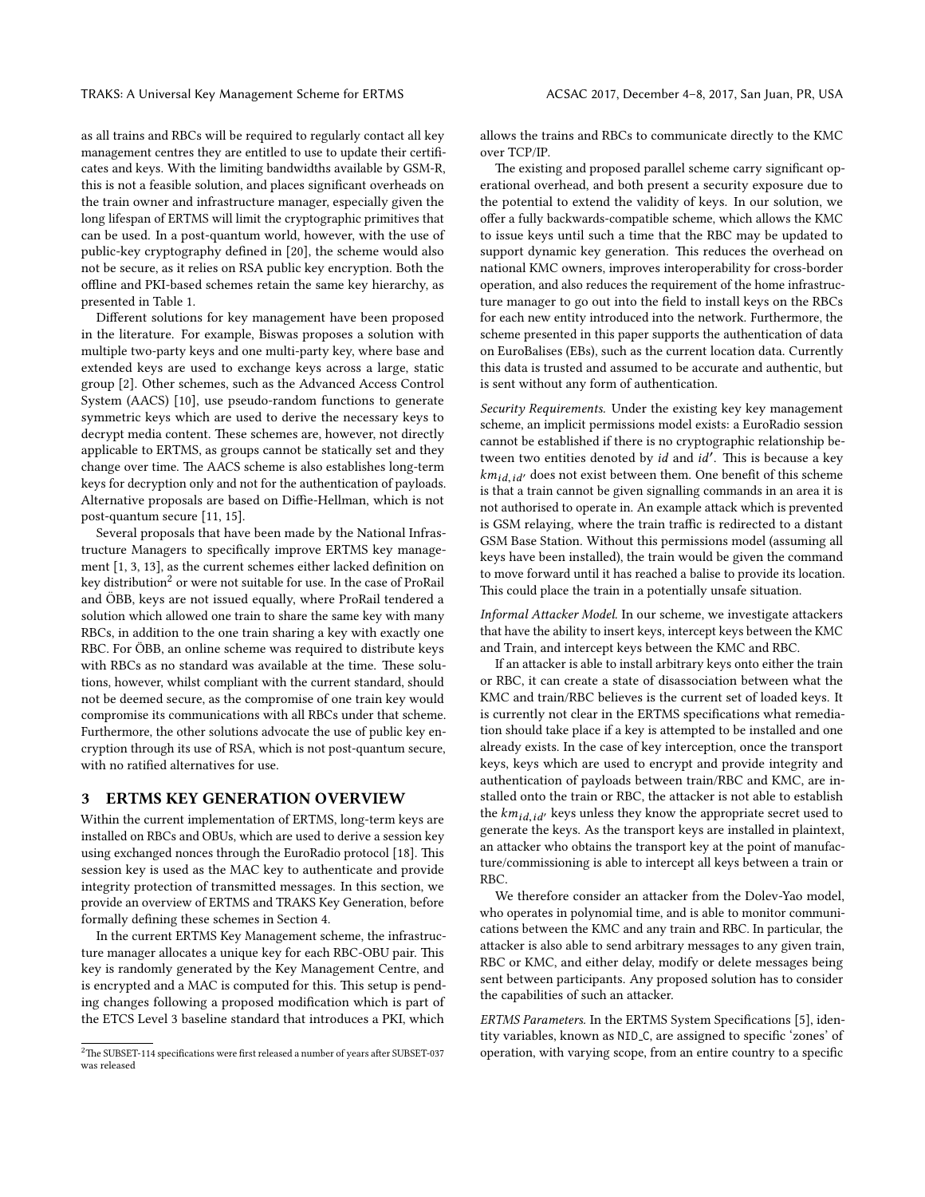as all trains and RBCs will be required to regularly contact all key management centres they are entitled to use to update their certificates and keys. With the limiting bandwidths available by GSM-R, this is not a feasible solution, and places significant overheads on the train owner and infrastructure manager, especially given the long lifespan of ERTMS will limit the cryptographic primitives that can be used. In a post-quantum world, however, with the use of public-key cryptography defined in [20], the scheme would also not be secure, as it relies on RSA public key encryption. Both the offline and PKI-based schemes retain the same key hierarchy, as presented in Table 1.

Different solutions for key management have been proposed in the literature. For example, Biswas proposes a solution with multiple two-party keys and one multi-party key, where base and extended keys are used to exchange keys across a large, static group [2]. Other schemes, such as the Advanced Access Control System (AACS) [10], use pseudo-random functions to generate symmetric keys which are used to derive the necessary keys to decrypt media content. These schemes are, however, not directly applicable to ERTMS, as groups cannot be statically set and they change over time. The AACS scheme is also establishes long-term keys for decryption only and not for the authentication of payloads. Alternative proposals are based on Diffie-Hellman, which is not post-quantum secure [11, 15].

Several proposals that have been made by the National Infrastructure Managers to specifically improve ERTMS key management [1, 3, 13], as the current schemes either lacked definition on key distribution[2] or were not suitable for use. In the case of ProRail and ÖBB, keys are not issued equally, where ProRail tendered a solution which allowed one train to share the same key with many RBCs, in addition to the one train sharing a key with exactly one RBC. For ÖBB, an online scheme was required to distribute keys with RBCs as no standard was available at the time. These solutions, however, whilst compliant with the current standard, should not be deemed secure, as the compromise of one train key would compromise its communications with all RBCs under that scheme. Furthermore, the other solutions advocate the use of public key encryption through its use of RSA, which is not post-quantum secure, with no ratified alternatives for use.

## 3 ERTMS KEY GENERATION OVERVIEW

Within the current implementation of ERTMS, long-term keys are installed on RBCs and OBUs, which are used to derive a session key using exchanged nonces through the EuroRadio protocol [18]. This session key is used as the MAC key to authenticate and provide integrity protection of transmitted messages. In this section, we provide an overview of ERTMS and TRAKS Key Generation, before formally defining these schemes in Section 4.

In the current ERTMS Key Management scheme, the infrastructure manager allocates a unique key for each RBC-OBU pair. This key is randomly generated by the Key Management Centre, and is encrypted and a MAC is computed for this. This setup is pending changes following a proposed modification which is part of the ETCS Level 3 baseline standard that introduces a PKI, which allows the trains and RBCs to communicate directly to the KMC over TCP/IP.

The existing and proposed parallel scheme carry significant operational overhead, and both present a security exposure due to the potential to extend the validity of keys. In our solution, we offer a fully backwards-compatible scheme, which allows the KMC to issue keys until such a time that the RBC may be updated to support dynamic key generation. This reduces the overhead on national KMC owners, improves interoperability for cross-border operation, and also reduces the requirement of the home infrastructure manager to go out into the field to install keys on the RBCs for each new entity introduced into the network. Furthermore, the scheme presented in this paper supports the authentication of data on EuroBalises (EBs), such as the current location data. Currently this data is trusted and assumed to be accurate and authentic, but is sent without any form of authentication.

*Security Requirements.* Under the existing key key management scheme, an implicit permissions model exists: a EuroRadio session cannot be established if there is no cryptographic relationship between two entities denoted by $id$ and $id'$. This is because a key $km_{id,id'}$ does not exist between them. One benefit of this scheme is that a train cannot be given signalling commands in an area it is not authorised to operate in. An example attack which is prevented is GSM relaying, where the train traffic is redirected to a distant GSM Base Station. Without this permissions model (assuming all keys have been installed), the train would be given the command to move forward until it has reached a balise to provide its location. This could place the train in a potentially unsafe situation.

*Informal Attacker Model.* In our scheme, we investigate attackers that have the ability to insert keys, intercept keys between the KMC and Train, and intercept keys between the KMC and RBC.

If an attacker is able to install arbitrary keys onto either the train or RBC, it can create a state of disassociation between what the KMC and train/RBC believes is the current set of loaded keys. It is currently not clear in the ERTMS specifications what remediation should take place if a key is attempted to be installed and one already exists. In the case of key interception, once the transport keys, keys which are used to encrypt and provide integrity and authentication of payloads between train/RBC and KMC, are installed onto the train or RBC, the attacker is not able to establish the $km_{id,id'}$ keys unless they know the appropriate secret used to generate the keys. As the transport keys are installed in plaintext, an attacker who obtains the transport key at the point of manufacture/commissioning is able to intercept all keys between a train or RBC.

We therefore consider an attacker from the Dolev-Yao model, who operates in polynomial time, and is able to monitor communications between the KMC and any train and RBC. In particular, the attacker is also able to send arbitrary messages to any given train, RBC or KMC, and either delay, modify or delete messages being sent between participants. Any proposed solution has to consider the capabilities of such an attacker.

*ERTMS Parameters.* In the ERTMS System Specifications [5], identity variables, known as NID_C, are assigned to specific 'zones' of operation, with varying scope, from an entire country to a specific

[2] The SUBSET-114 specifications were first released a number of years after SUBSET-037 was released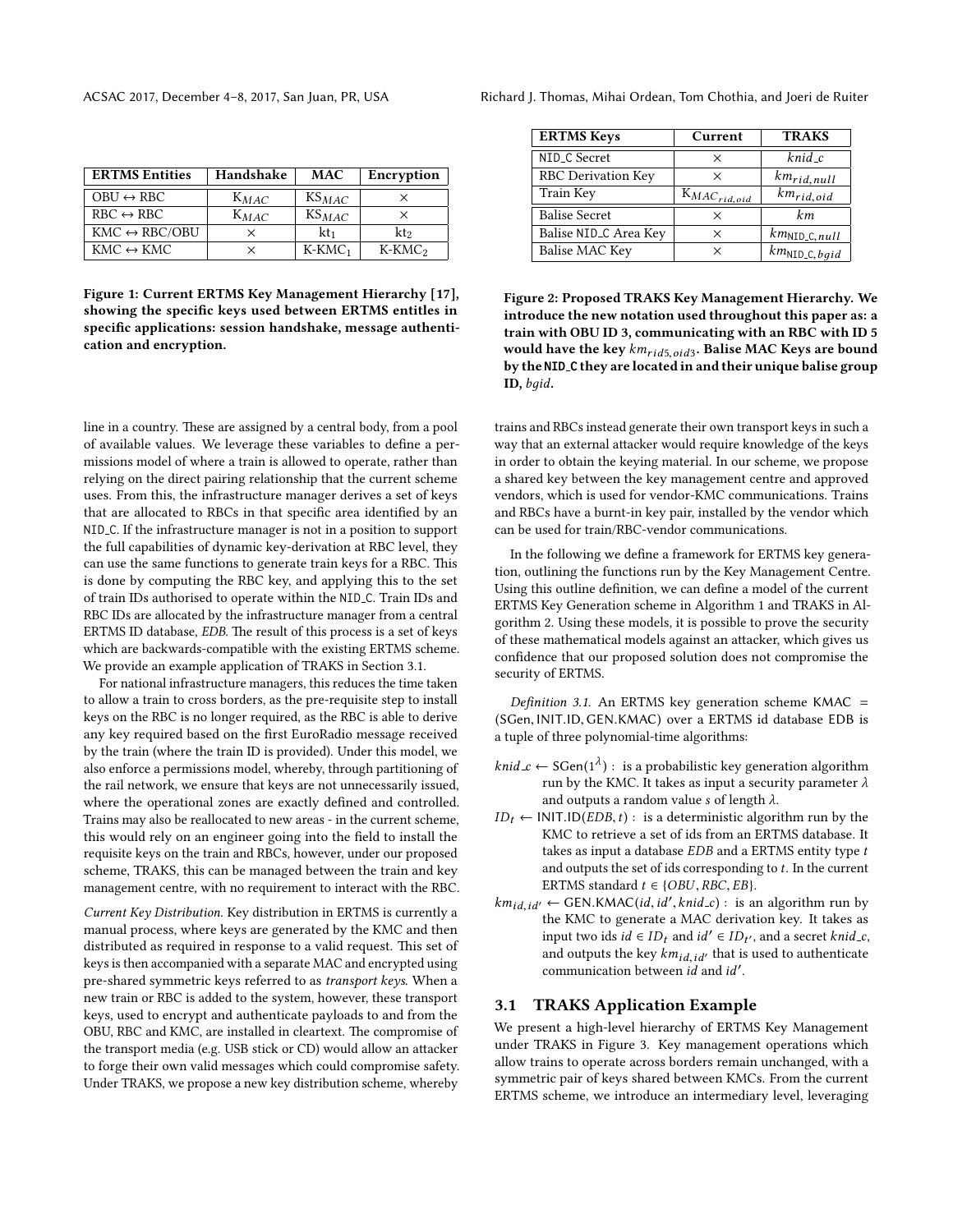| ERTMS Entities | Handshake | MAC | Encryption |
| --- | --- | --- | --- |
| OBU ↔ RBC | $K_{MAC}$ | $KS_{MAC}$ | × |
| RBC ↔ RBC | $K_{MAC}$ | $KS_{MAC}$ | × |
| KMC ↔ RBC/OBU | × | $kt_1$ | $kt_2$ |
| KMC ↔ KMC | × | K-KMC$_1$ | K-KMC$_2$ |

**Figure 1: Current ERTMS Key Management Hierarchy [17], showing the specific keys used between ERTMS entitles in specific applications: session handshake, message authentication and encryption.**

line in a country. These are assigned by a central body, from a pool of available values. We leverage these variables to define a permissions model of where a train is allowed to operate, rather than relying on the direct pairing relationship that the current scheme uses. From this, the infrastructure manager derives a set of keys that are allocated to RBCs in that specific area identified by an NID_C. If the infrastructure manager is not in a position to support the full capabilities of dynamic key-derivation at RBC level, they can use the same functions to generate train keys for a RBC. This is done by computing the RBC key, and applying this to the set of train IDs authorised to operate within the NID_C. Train IDs and RBC IDs are allocated by the infrastructure manager from a central ERTMS ID database, *EDB*. The result of this process is a set of keys which are backwards-compatible with the existing ERTMS scheme. We provide an example application of TRAKS in Section 3.1.

For national infrastructure managers, this reduces the time taken to allow a train to cross borders, as the pre-requisite step to install keys on the RBC is no longer required, as the RBC is able to derive any key required based on the first EuroRadio message received by the train (where the train ID is provided). Under this model, we also enforce a permissions model, whereby, through partitioning of the rail network, we ensure that keys are not unnecessarily issued, where the operational zones are exactly defined and controlled. Trains may also be reallocated to new areas - in the current scheme, this would rely on an engineer going into the field to install the requisite keys on the train and RBCs, however, under our proposed scheme, TRAKS, this can be managed between the train and key management centre, with no requirement to interact with the RBC.

*Current Key Distribution.* Key distribution in ERTMS is currently a manual process, where keys are generated by the KMC and then distributed as required in response to a valid request. This set of keys is then accompanied with a separate MAC and encrypted using pre-shared symmetric keys referred to as *transport keys*. When a new train or RBC is added to the system, however, these transport keys, used to encrypt and authenticate payloads to and from the OBU, RBC and KMC, are installed in cleartext. The compromise of the transport media (e.g. USB stick or CD) would allow an attacker to forge their own valid messages which could compromise safety. Under TRAKS, we propose a new key distribution scheme, whereby

| ERTMS Keys | Current | TRAKS |
| --- | --- | --- |
| NID_C Secret | × | $knid\_c$ |
| RBC Derivation Key | × | $km_{rid,null}$ |
| Train Key | $K_{MAC_{rid,oid}}$ | $km_{rid,oid}$ |
| Balise Secret | × | $km$ |
| Balise NID_C Area Key | × | $km_{\texttt{NID\_C},null}$ |
| Balise MAC Key | × | $km_{\texttt{NID\_C},bgid}$ |

**Figure 2: Proposed TRAKS Key Management Hierarchy. We introduce the new notation used throughout this paper as: a train with OBU ID 3, communicating with an RBC with ID 5 would have the key $km_{rid5,oid3}$. Balise MAC Keys are bound by the NID_C they are located in and their unique balise group ID, *bgid*.**

trains and RBCs instead generate their own transport keys in such a way that an external attacker would require knowledge of the keys in order to obtain the keying material. In our scheme, we propose a shared key between the key management centre and approved vendors, which is used for vendor-KMC communications. Trains and RBCs have a burnt-in key pair, installed by the vendor which can be used for train/RBC-vendor communications.

In the following we define a framework for ERTMS key generation, outlining the functions run by the Key Management Centre. Using this outline definition, we can define a model of the current ERTMS Key Generation scheme in Algorithm 1 and TRAKS in Algorithm 2. Using these models, it is possible to prove the security of these mathematical models against an attacker, which gives us confidence that our proposed solution does not compromise the security of ERTMS.

*Definition 3.1.* An ERTMS key generation scheme KMAC = (SGen, INIT.ID, GEN.KMAC) over a ERTMS id database EDB is a tuple of three polynomial-time algorithms:

- $knid\_c \leftarrow \mathsf{SGen}(1^\lambda)$ : is a probabilistic key generation algorithm run by the KMC. It takes as input a security parameter $\lambda$ and outputs a random value $s$ of length $\lambda$.
- $ID_t \leftarrow \mathsf{INIT.ID}(EDB, t)$ : is a deterministic algorithm run by the KMC to retrieve a set of ids from an ERTMS database. It takes as input a database $EDB$ and a ERTMS entity type $t$ and outputs the set of ids corresponding to $t$. In the current ERTMS standard $t \in \{OBU, RBC, EB\}$.
- $km_{id,id'} \leftarrow \mathsf{GEN.KMAC}(id, id', knid\_c)$ : is an algorithm run by the KMC to generate a MAC derivation key. It takes as input two ids $id \in ID_t$ and $id' \in ID_{t'}$, and a secret $knid\_c$, and outputs the key $km_{id,id'}$ that is used to authenticate communication between $id$ and $id'$.

### 3.1 TRAKS Application Example

We present a high-level hierarchy of ERTMS Key Management under TRAKS in Figure 3. Key management operations which allow trains to operate across borders remain unchanged, with a symmetric pair of keys shared between KMCs. From the current ERTMS scheme, we introduce an intermediary level, leveraging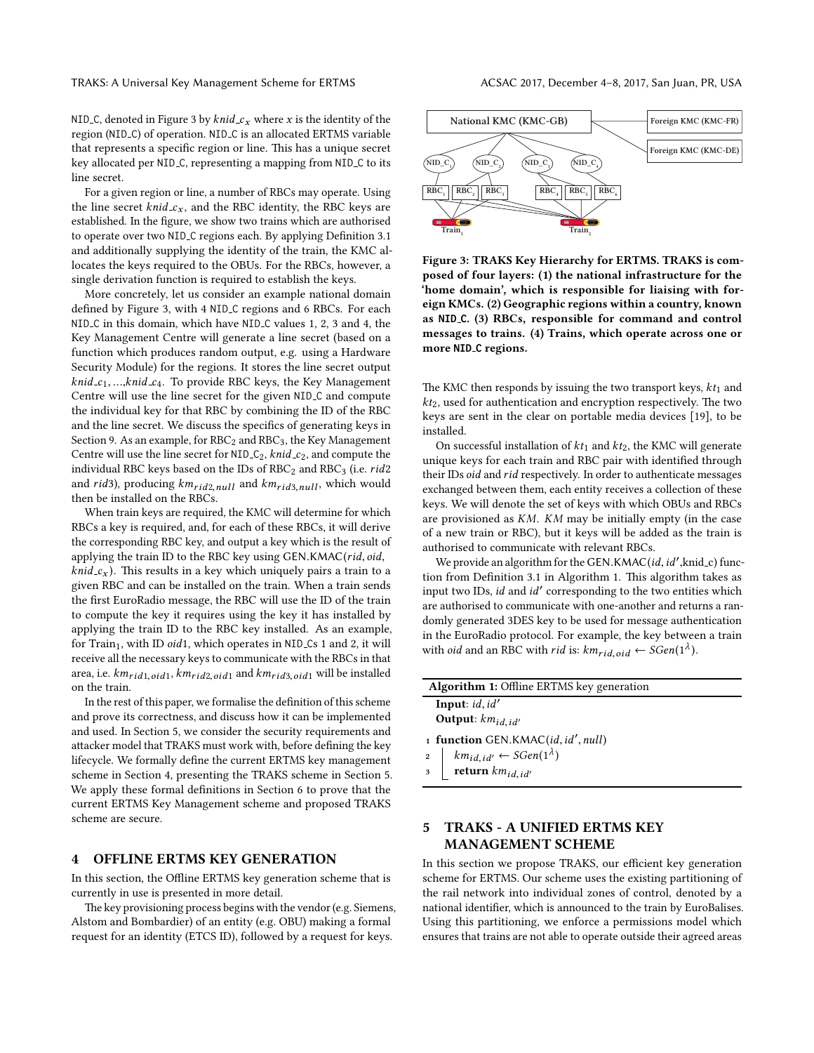NID_C, denoted in Figure 3 by $knid\_c_x$ where $x$ is the identity of the region (NID_C) of operation. NID_C is an allocated ERTMS variable that represents a specific region or line. This has a unique secret key allocated per NID_C, representing a mapping from NID_C to its line secret.

For a given region or line, a number of RBCs may operate. Using the line secret $knid\_c_x$, and the RBC identity, the RBC keys are established. In the figure, we show two trains which are authorised to operate over two NID_C regions each. By applying Definition 3.1 and additionally supplying the identity of the train, the KMC allocates the keys required to the OBUs. For the RBCs, however, a single derivation function is required to establish the keys.

More concretely, let us consider an example national domain defined by Figure 3, with 4 NID_C regions and 6 RBCs. For each NID_C in this domain, which have NID_C values 1, 2, 3 and 4, the Key Management Centre will generate a line secret (based on a function which produces random output, e.g. using a Hardware Security Module) for the regions. It stores the line secret output $knid\_c_1, ..., knid\_c_4$. To provide RBC keys, the Key Management Centre will use the line secret for the given NID_C and compute the individual key for that RBC by combining the ID of the RBC and the line secret. We discuss the specifics of generating keys in Section 9. As an example, for $RBC_2$ and $RBC_3$, the Key Management Centre will use the line secret for $NID\_C_2$, $knid\_c_2$, and compute the individual RBC keys based on the IDs of $RBC_2$ and $RBC_3$ (i.e. $rid2$ and $rid3$), producing $km_{rid2,null}$ and $km_{rid3,null}$, which would then be installed on the RBCs.

When train keys are required, the KMC will determine for which RBCs a key is required, and, for each of these RBCs, it will derive the corresponding RBC key, and output a key which is the result of applying the train ID to the RBC key using GEN.KMAC($rid$, $oid$, $knid\_c_x$). This results in a key which uniquely pairs a train to a given RBC and can be installed on the train. When a train sends the first EuroRadio message, the RBC will use the ID of the train to compute the key it requires using the key it has installed by applying the train ID to the RBC key installed. As an example, for $Train_1$, with ID $oid1$, which operates in NID_Cs 1 and 2, it will receive all the necessary keys to communicate with the RBCs in that area, i.e. $km_{rid1,oid1}$, $km_{rid2,oid1}$ and $km_{rid3,oid1}$ will be installed on the train.

In the rest of this paper, we formalise the definition of this scheme and prove its correctness, and discuss how it can be implemented and used. In Section 5, we consider the security requirements and attacker model that TRAKS must work with, before defining the key lifecycle. We formally define the current ERTMS key management scheme in Section 4, presenting the TRAKS scheme in Section 5. We apply these formal definitions in Section 6 to prove that the current ERTMS Key Management scheme and proposed TRAKS scheme are secure.

## 4 OFFLINE ERTMS KEY GENERATION

In this section, the Offline ERTMS key generation scheme that is currently in use is presented in more detail.

The key provisioning process begins with the vendor (e.g. Siemens, Alstom and Bombardier) of an entity (e.g. OBU) making a formal request for an identity (ETCS ID), followed by a request for keys.

**Figure 3: TRAKS Key Hierarchy for ERTMS. TRAKS is composed of four layers: (1) the national infrastructure for the 'home domain', which is responsible for liaising with foreign KMCs. (2) Geographic regions within a country, known as NID_C. (3) RBCs, responsible for command and control messages to trains. (4) Trains, which operate across one or more NID_C regions.**

The KMC then responds by issuing the two transport keys, $kt_1$ and $kt_2$, used for authentication and encryption respectively. The two keys are sent in the clear on portable media devices [19], to be installed.

On successful installation of $kt_1$ and $kt_2$, the KMC will generate unique keys for each train and RBC pair with identified through their IDs $oid$ and $rid$ respectively. In order to authenticate messages exchanged between them, each entity receives a collection of these keys. We will denote the set of keys with which OBUs and RBCs are provisioned as $KM$. $KM$ may be initially empty (in the case of a new train or RBC), but it keys will be added as the train is authorised to communicate with relevant RBCs.

We provide an algorithm for the GEN.KMAC($id$, $id'$,knid_c) function from Definition 3.1 in Algorithm 1. This algorithm takes as input two IDs, $id$ and $id'$ corresponding to the two entities which are authorised to communicate with one-another and returns a randomly generated 3DES key to be used for message authentication in the EuroRadio protocol. For example, the key between a train with $oid$ and an RBC with $rid$ is: $km_{rid,oid} \leftarrow SGen(1^\lambda)$.

**Algorithm 1:** Offline ERTMS key generation

```
Input: id, id'
Output: km_{id,id'}
1 function GEN.KMAC(id, id', null)
2     km_{id,id'} ← SGen(1^λ)
3     return km_{id,id'}
```

## 5 TRAKS - A UNIFIED ERTMS KEY MANAGEMENT SCHEME

In this section we propose TRAKS, our efficient key generation scheme for ERTMS. Our scheme uses the existing partitioning of the rail network into individual zones of control, denoted by a national identifier, which is announced to the train by EuroBalises. Using this partitioning, we enforce a permissions model which ensures that trains are not able to operate outside their agreed areas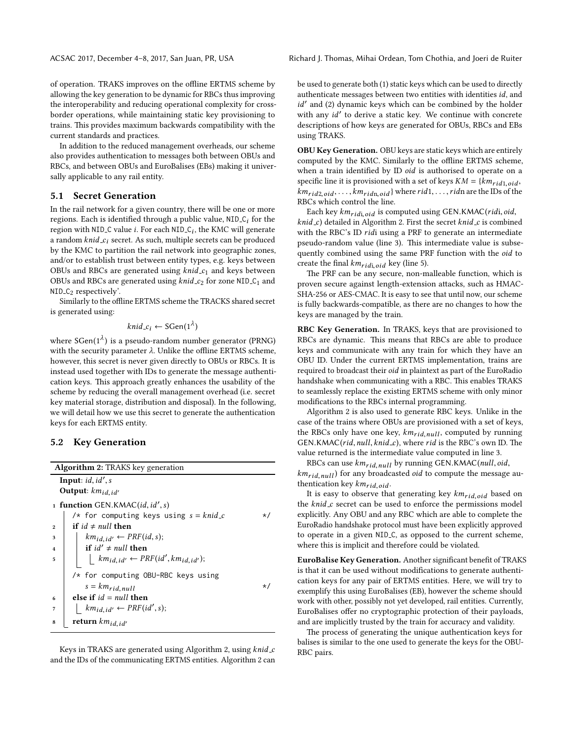of operation. TRAKS improves on the offline ERTMS scheme by allowing the key generation to be dynamic for RBCs thus improving the interoperability and reducing operational complexity for cross-border operations, while maintaining static key provisioning to trains. This provides maximum backwards compatibility with the current standards and practices.

In addition to the reduced management overheads, our scheme also provides authentication to messages both between OBUs and RBCs, and between OBUs and EuroBalises (EBs) making it universally applicable to any rail entity.

## 5.1 Secret Generation

In the rail network for a given country, there will be one or more regions. Each is identified through a public value, NID_C$_i$ for the region with NID_C value $i$. For each NID_C$_i$, the KMC will generate a random $knid\_c_i$ secret. As such, multiple secrets can be produced by the KMC to partition the rail network into geographic zones, and/or to establish trust between entity types, e.g. keys between OBUs and RBCs are generated using $knid\_c_1$ and keys between OBUs and RBCs are generated using $knid\_c_2$ for zone NID_C$_1$ and NID_C$_2$ respectively'.

Similarly to the offline ERTMS scheme the TRACKS shared secret is generated using:

$$knid\_c_i \leftarrow \mathrm{SGen}(1^\lambda)$$

where $\mathrm{SGen}(1^\lambda)$ is a pseudo-random number generator (PRNG) with the security parameter $\lambda$. Unlike the offline ERTMS scheme, however, this secret is never given directly to OBUs or RBCs. It is instead used together with IDs to generate the message authentication keys. This approach greatly enhances the usability of the scheme by reducing the overall management overhead (i.e. secret key material storage, distribution and disposal). In the following, we will detail how we use this secret to generate the authentication keys for each ERTMS entity.

## 5.2 Key Generation

**Algorithm 2:** TRAKS key generation

```
Input: id, id', s
Output: km_{id,id'}
1 function GEN.KMAC(id, id', s)
     /* for computing keys using s = knid_c              */
2    if id ≠ null then
3        km_{id,id'} ← PRF(id, s);
4        if id' ≠ null then
5            km_{id,id'} ← PRF(id', km_{id,id'});
     /* for computing OBU-RBC keys using
        s = km_{rid,null}                                */
6    else if id = null then
7        km_{id,id'} ← PRF(id', s);
8    return km_{id,id'}
```

Keys in TRAKS are generated using Algorithm 2, using $knid\_c$ and the IDs of the communicating ERTMS entities. Algorithm 2 can be used to generate both (1) static keys which can be used to directly authenticate messages between two entities with identities $id$, and $id'$ and (2) dynamic keys which can be combined by the holder with any $id'$ to derive a static key. We continue with concrete descriptions of how keys are generated for OBUs, RBCs and EBs using TRAKS.

**OBU Key Generation.** OBU keys are static keys which are entirely computed by the KMC. Similarly to the offline ERTMS scheme, when a train identified by ID $oid$ is authorised to operate on a specific line it is provisioned with a set of keys $KM = \{km_{rid1,oid}, km_{rid2,oid}, \ldots, km_{ridn,oid}\}$ where $rid1, \ldots, ridn$ are the IDs of the RBCs which control the line.

Each key $km_{ridi,oid}$ is computed using GEN.KMAC($ridi$, $oid$, $knid\_c$) detailed in Algorithm 2. First the secret $knid\_c$ is combined with the RBC's ID $ridi$ using a PRF to generate an intermediate pseudo-random value (line 3). This intermediate value is subsequently combined using the same PRF function with the $oid$ to create the final $km_{ridi,oid}$ key (line 5).

The PRF can be any secure, non-malleable function, which is proven secure against length-extension attacks, such as HMAC-SHA-256 or AES-CMAC. It is easy to see that until now, our scheme is fully backwards-compatible, as there are no changes to how the keys are managed by the train.

**RBC Key Generation.** In TRAKS, keys that are provisioned to RBCs are dynamic. This means that RBCs are able to produce keys and communicate with any train for which they have an OBU ID. Under the current ERTMS implementation, trains are required to broadcast their $oid$ in plaintext as part of the EuroRadio handshake when communicating with a RBC. This enables TRAKS to seamlessly replace the existing ERTMS scheme with only minor modifications to the RBCs internal programming.

Algorithm 2 is also used to generate RBC keys. Unlike in the case of the trains where OBUs are provisioned with a set of keys, the RBCs only have one key, $km_{rid,null}$, computed by running GEN.KMAC($rid$, $null$, $knid\_c$), where $rid$ is the RBC's own ID. The value returned is the intermediate value computed in line 3.

RBCs can use $km_{rid,null}$ by running GEN.KMAC($null$, $oid$, $km_{rid,null}$) for any broadcasted $oid$ to compute the message authentication key $km_{rid,oid}$.

It is easy to observe that generating key $km_{rid,oid}$ based on the $knid\_c$ secret can be used to enforce the permissions model explicitly. Any OBU and any RBC which are able to complete the EuroRadio handshake protocol must have been explicitly approved to operate in a given NID_C, as opposed to the current scheme, where this is implicit and therefore could be violated.

**EuroBalise Key Generation.** Another significant benefit of TRAKS is that it can be used without modifications to generate authentication keys for any pair of ERTMS entities. Here, we will try to exemplify this using EuroBalises (EB), however the scheme should work with other, possibly not yet developed, rail entities. Currently, EuroBalises offer no cryptographic protection of their payloads, and are implicitly trusted by the train for accuracy and validity.

The process of generating the unique authentication keys for balises is similar to the one used to generate the keys for the OBU-RBC pairs.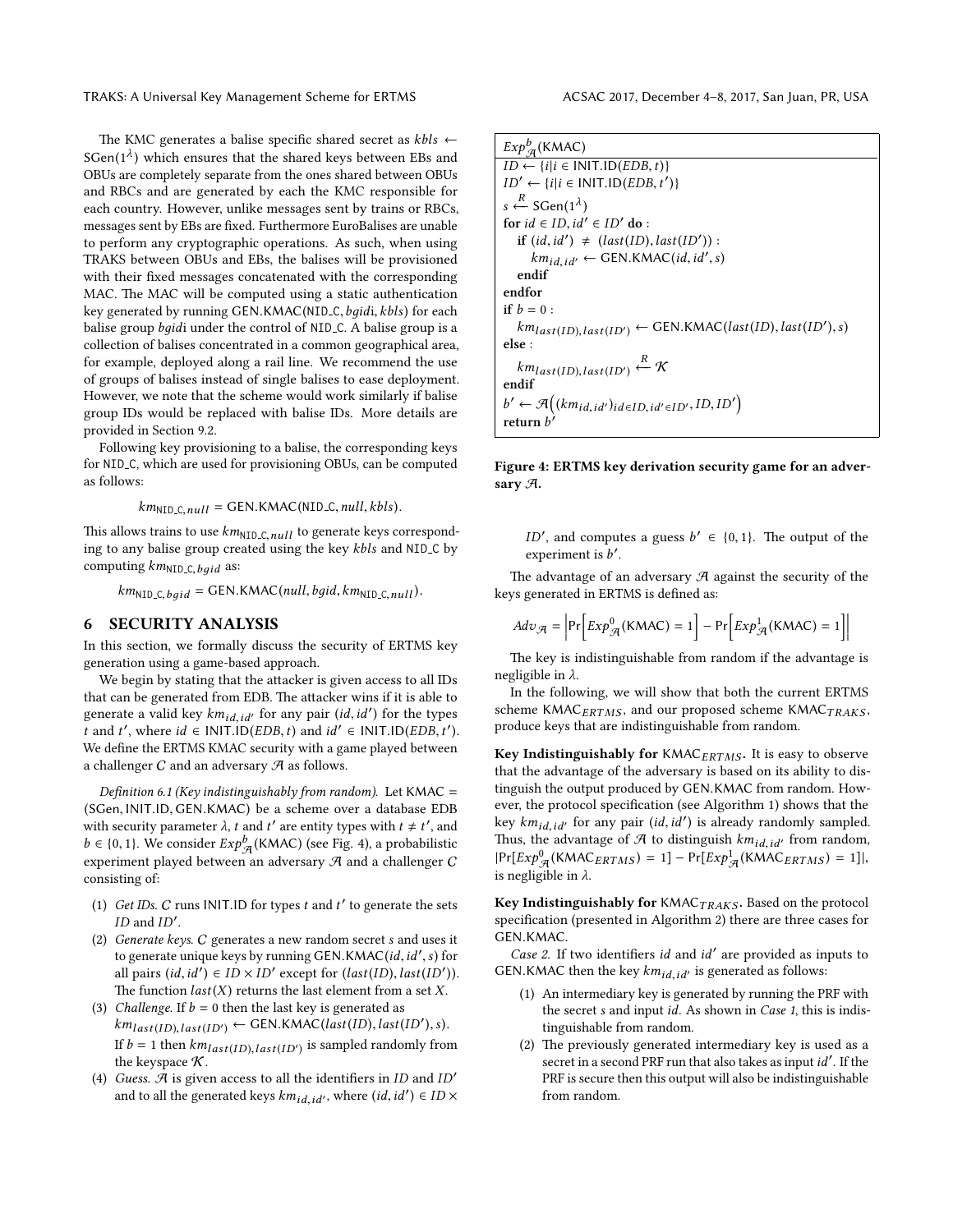The KMC generates a balise specific shared secret as $kbls \leftarrow \mathsf{SGen}(1^\lambda)$ which ensures that the shared keys between EBs and OBUs are completely separate from the ones shared between OBUs and RBCs and are generated by each the KMC responsible for each country. However, unlike messages sent by trains or RBCs, messages sent by EBs are fixed. Furthermore EuroBalises are unable to perform any cryptographic operations. As such, when using TRAKS between OBUs and EBs, the balises will be provisioned with their fixed messages concatenated with the corresponding MAC. The MAC will be computed using a static authentication key generated by running GEN.KMAC(NID_C, *bgid*i, *kbls*) for each balise group *bgid*i under the control of NID_C. A balise group is a collection of balises concentrated in a common geographical area, for example, deployed along a rail line. We recommend the use of groups of balises instead of single balises to ease deployment. However, we note that the scheme would work similarly if balise group IDs would be replaced with balise IDs. More details are provided in Section 9.2.

Following key provisioning to a balise, the corresponding keys for NID_C, which are used for provisioning OBUs, can be computed as follows:

$$km_{\mathsf{NID\_C},null} = \mathsf{GEN.KMAC}(\mathsf{NID\_C}, null, kbls).$$

This allows trains to use $km_{\mathsf{NID\_C},null}$ to generate keys corresponding to any balise group created using the key *kbls* and NID_C by computing $km_{\mathsf{NID\_C},bgid}$ as:

$$km_{\mathsf{NID\_C},bgid} = \mathsf{GEN.KMAC}(null, bgid, km_{\mathsf{NID\_C},null}).$$

## 6 SECURITY ANALYSIS

In this section, we formally discuss the security of ERTMS key generation using a game-based approach.

We begin by stating that the attacker is given access to all IDs that can be generated from EDB. The attacker wins if it is able to generate a valid key $km_{id,id'}$ for any pair $(id, id')$ for the types $t$ and $t'$, where $id \in \mathsf{INIT.ID}(EDB, t)$ and $id' \in \mathsf{INIT.ID}(EDB, t')$. We define the ERTMS KMAC security with a game played between a challenger $C$ and an adversary $\mathcal{A}$ as follows.

*Definition 6.1 (Key indistinguishably from random).* Let KMAC = (SGen, INIT.ID, GEN.KMAC) be a scheme over a database EDB with security parameter $\lambda$, $t$ and $t'$ are entity types with $t \neq t'$, and $b \in \{0, 1\}$. We consider $Exp^b_{\mathcal{A}}(\mathsf{KMAC})$ (see Fig. 4), a probabilistic experiment played between an adversary $\mathcal{A}$ and a challenger $C$ consisting of:

1. *Get IDs.* $C$ runs INIT.ID for types $t$ and $t'$ to generate the sets $ID$ and $ID'$.
2. *Generate keys.* $C$ generates a new random secret $s$ and uses it to generate unique keys by running $\mathsf{GEN.KMAC}(id, id', s)$ for all pairs $(id, id') \in ID \times ID'$ except for $(last(ID), last(ID'))$. The function $last(X)$ returns the last element from a set $X$.
3. *Challenge.* If $b = 0$ then the last key is generated as $km_{last(ID),last(ID')} \leftarrow \mathsf{GEN.KMAC}(last(ID), last(ID'), s)$. If $b = 1$ then $km_{last(ID),last(ID')}$ is sampled randomly from the keyspace $\mathcal{K}$.
4. *Guess.* $\mathcal{A}$ is given access to all the identifiers in $ID$ and $ID'$ and to all the generated keys $km_{id,id'}$, where $(id, id') \in ID \times ID'$, and computes a guess $b' \in \{0, 1\}$. The output of the experiment is $b'$.

```
Exp^b_A(KMAC)
ID ← {i | i ∈ INIT.ID(EDB, t)}
ID' ← {i | i ∈ INIT.ID(EDB, t')}
s ←R SGen(1^λ)
for id ∈ ID, id' ∈ ID' do :
    if (id, id') ≠ (last(ID), last(ID')) :
        km_{id,id'} ← GEN.KMAC(id, id', s)
    endif
endfor
if b = 0 :
    km_{last(ID),last(ID')} ← GEN.KMAC(last(ID), last(ID'), s)
else :
    km_{last(ID),last(ID')} ←R K
endif
b' ← A((km_{id,id'})_{id∈ID, id'∈ID'}, ID, ID')
return b'
```

**Figure 4: ERTMS key derivation security game for an adversary $\mathcal{A}$.**

The advantage of an adversary $\mathcal{A}$ against the security of the keys generated in ERTMS is defined as:

$$Adv_{\mathcal{A}} = \left| \Pr\left[ Exp^0_{\mathcal{A}}(\mathsf{KMAC}) = 1 \right] - \Pr\left[ Exp^1_{\mathcal{A}}(\mathsf{KMAC}) = 1 \right] \right|$$

The key is indistinguishable from random if the advantage is negligible in $\lambda$.

In the following, we will show that both the current ERTMS scheme $\mathsf{KMAC}_{ERTMS}$, and our proposed scheme $\mathsf{KMAC}_{TRAKS}$, produce keys that are indistinguishable from random.

**Key Indistinguishably for $\mathsf{KMAC}_{ERTMS}$.** It is easy to observe that the advantage of the adversary is based on its ability to distinguish the output produced by GEN.KMAC from random. However, the protocol specification (see Algorithm 1) shows that the key $km_{id,id'}$ for any pair $(id, id')$ is already randomly sampled. Thus, the advantage of $\mathcal{A}$ to distinguish $km_{id,id'}$ from random, $|\Pr[Exp^0_{\mathcal{A}}(\mathsf{KMAC}_{ERTMS}) = 1] - \Pr[Exp^1_{\mathcal{A}}(\mathsf{KMAC}_{ERTMS}) = 1]|$, is negligible in $\lambda$.

**Key Indistinguishably for $\mathsf{KMAC}_{TRAKS}$.** Based on the protocol specification (presented in Algorithm 2) there are three cases for GEN.KMAC.

*Case 2.* If two identifiers $id$ and $id'$ are provided as inputs to GEN.KMAC then the key $km_{id,id'}$ is generated as follows:

1. An intermediary key is generated by running the PRF with the secret $s$ and input $id$. As shown in *Case 1*, this is indistinguishable from random.
2. The previously generated intermediary key is used as a secret in a second PRF run that also takes as input $id'$. If the PRF is secure then this output will also be indistinguishable from random.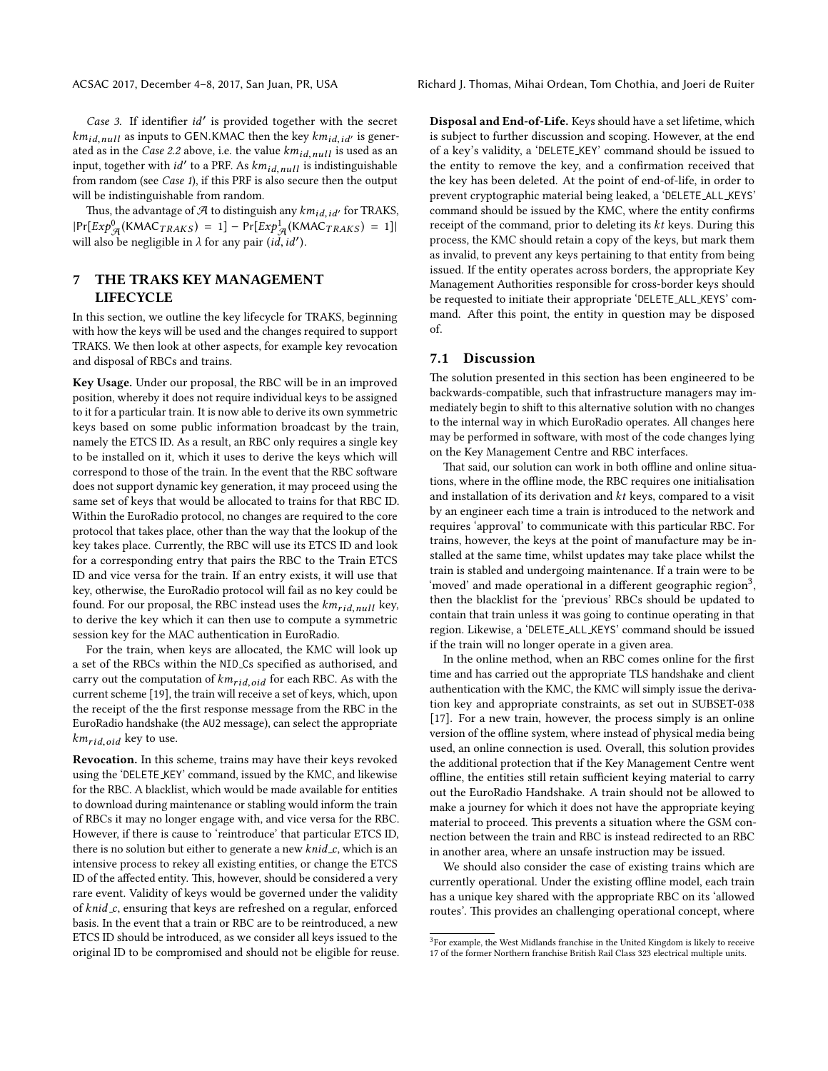*Case 3.* If identifier $id'$ is provided together with the secret $km_{id,null}$ as inputs to GEN.KMAC then the key $km_{id,id'}$ is generated as in the *Case 2.2* above, i.e. the value $km_{id,null}$ is used as an input, together with $id'$ to a PRF. As $km_{id,null}$ is indistinguishable from random (see *Case 1*), if this PRF is also secure then the output will be indistinguishable from random.

Thus, the advantage of $\mathcal{A}$ to distinguish any $km_{id,id'}$ for TRAKS, $|\Pr[Exp^0_{\mathcal{A}}(\mathsf{KMAC}_{TRAKS}) = 1] - \Pr[Exp^1_{\mathcal{A}}(\mathsf{KMAC}_{TRAKS}) = 1]|$ will also be negligible in $\lambda$ for any pair $(id, id')$.

# 7 THE TRAKS KEY MANAGEMENT LIFECYCLE

In this section, we outline the key lifecycle for TRAKS, beginning with how the keys will be used and the changes required to support TRAKS. We then look at other aspects, for example key revocation and disposal of RBCs and trains.

**Key Usage.** Under our proposal, the RBC will be in an improved position, whereby it does not require individual keys to be assigned to it for a particular train. It is now able to derive its own symmetric keys based on some public information broadcast by the train, namely the ETCS ID. As a result, an RBC only requires a single key to be installed on it, which it uses to derive the keys which will correspond to those of the train. In the event that the RBC software does not support dynamic key generation, it may proceed using the same set of keys that would be allocated to trains for that RBC ID. Within the EuroRadio protocol, no changes are required to the core protocol that takes place, other than the way that the lookup of the key takes place. Currently, the RBC will use its ETCS ID and look for a corresponding entry that pairs the RBC to the Train ETCS ID and vice versa for the train. If an entry exists, it will use that key, otherwise, the EuroRadio protocol will fail as no key could be found. For our proposal, the RBC instead uses the $km_{rid,null}$ key, to derive the key which it can then use to compute a symmetric session key for the MAC authentication in EuroRadio.

For the train, when keys are allocated, the KMC will look up a set of the RBCs within the NID_Cs specified as authorised, and carry out the computation of $km_{rid,oid}$ for each RBC. As with the current scheme [19], the train will receive a set of keys, which, upon the receipt of the the first response message from the RBC in the EuroRadio handshake (the AU2 message), can select the appropriate $km_{rid,oid}$ key to use.

**Revocation.** In this scheme, trains may have their keys revoked using the 'DELETE_KEY' command, issued by the KMC, and likewise for the RBC. A blacklist, which would be made available for entities to download during maintenance or stabling would inform the train of RBCs it may no longer engage with, and vice versa for the RBC. However, if there is cause to 'reintroduce' that particular ETCS ID, there is no solution but either to generate a new $knid\_c$, which is an intensive process to rekey all existing entities, or change the ETCS ID of the affected entity. This, however, should be considered a very rare event. Validity of keys would be governed under the validity of $knid\_c$, ensuring that keys are refreshed on a regular, enforced basis. In the event that a train or RBC are to be reintroduced, a new ETCS ID should be introduced, as we consider all keys issued to the original ID to be compromised and should not be eligible for reuse.

**Disposal and End-of-Life.** Keys should have a set lifetime, which is subject to further discussion and scoping. However, at the end of a key's validity, a 'DELETE_KEY' command should be issued to the entity to remove the key, and a confirmation received that the key has been deleted. At the point of end-of-life, in order to prevent cryptographic material being leaked, a 'DELETE_ALL_KEYS' command should be issued by the KMC, where the entity confirms receipt of the command, prior to deleting its $kt$ keys. During this process, the KMC should retain a copy of the keys, but mark them as invalid, to prevent any keys pertaining to that entity from being issued. If the entity operates across borders, the appropriate Key Management Authorities responsible for cross-border keys should be requested to initiate their appropriate 'DELETE_ALL_KEYS' command. After this point, the entity in question may be disposed of.

## 7.1 Discussion

The solution presented in this section has been engineered to be backwards-compatible, such that infrastructure managers may immediately begin to shift to this alternative solution with no changes to the internal way in which EuroRadio operates. All changes here may be performed in software, with most of the code changes lying on the Key Management Centre and RBC interfaces.

That said, our solution can work in both offline and online situations, where in the offline mode, the RBC requires one initialisation and installation of its derivation and $kt$ keys, compared to a visit by an engineer each time a train is introduced to the network and requires 'approval' to communicate with this particular RBC. For trains, however, the keys at the point of manufacture may be installed at the same time, whilst updates may take place whilst the train is stabled and undergoing maintenance. If a train were to be 'moved' and made operational in a different geographic region[3], then the blacklist for the 'previous' RBCs should be updated to contain that train unless it was going to continue operating in that region. Likewise, a 'DELETE_ALL_KEYS' command should be issued if the train will no longer operate in a given area.

In the online method, when an RBC comes online for the first time and has carried out the appropriate TLS handshake and client authentication with the KMC, the KMC will simply issue the derivation key and appropriate constraints, as set out in SUBSET-038 [17]. For a new train, however, the process simply is an online version of the offline system, where instead of physical media being used, an online connection is used. Overall, this solution provides the additional protection that if the Key Management Centre went offline, the entities still retain sufficient keying material to carry out the EuroRadio Handshake. A train should not be allowed to make a journey for which it does not have the appropriate keying material to proceed. This prevents a situation where the GSM connection between the train and RBC is instead redirected to an RBC in another area, where an unsafe instruction may be issued.

We should also consider the case of existing trains which are currently operational. Under the existing offline model, each train has a unique key shared with the appropriate RBC on its 'allowed routes'. This provides an challenging operational concept, where

[3] For example, the West Midlands franchise in the United Kingdom is likely to receive 17 of the former Northern franchise British Rail Class 323 electrical multiple units.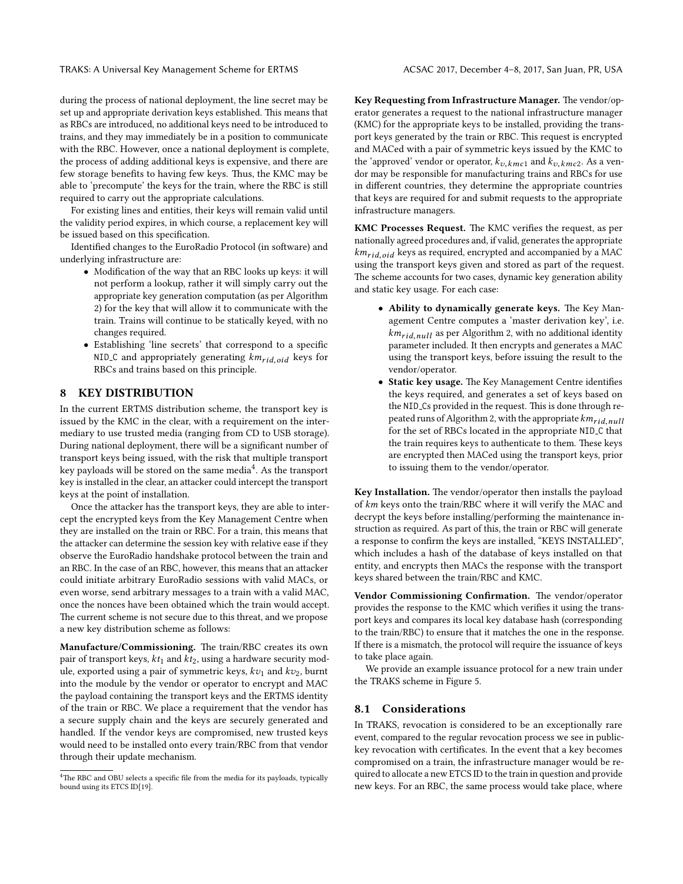during the process of national deployment, the line secret may be set up and appropriate derivation keys established. This means that as RBCs are introduced, no additional keys need to be introduced to trains, and they may immediately be in a position to communicate with the RBC. However, once a national deployment is complete, the process of adding additional keys is expensive, and there are few storage benefits to having few keys. Thus, the KMC may be able to 'precompute' the keys for the train, where the RBC is still required to carry out the appropriate calculations.

For existing lines and entities, their keys will remain valid until the validity period expires, in which course, a replacement key will be issued based on this specification.

Identified changes to the EuroRadio Protocol (in software) and underlying infrastructure are:

- Modification of the way that an RBC looks up keys: it will not perform a lookup, rather it will simply carry out the appropriate key generation computation (as per Algorithm 2) for the key that will allow it to communicate with the train. Trains will continue to be statically keyed, with no changes required.
- Establishing 'line secrets' that correspond to a specific NID_C and appropriately generating $km_{rid,oid}$ keys for RBCs and trains based on this principle.

## 8 KEY DISTRIBUTION

In the current ERTMS distribution scheme, the transport key is issued by the KMC in the clear, with a requirement on the intermediary to use trusted media (ranging from CD to USB storage). During national deployment, there will be a significant number of transport keys being issued, with the risk that multiple transport key payloads will be stored on the same media[4]. As the transport key is installed in the clear, an attacker could intercept the transport keys at the point of installation.

Once the attacker has the transport keys, they are able to intercept the encrypted keys from the Key Management Centre when they are installed on the train or RBC. For a train, this means that the attacker can determine the session key with relative ease if they observe the EuroRadio handshake protocol between the train and an RBC. In the case of an RBC, however, this means that an attacker could initiate arbitrary EuroRadio sessions with valid MACs, or even worse, send arbitrary messages to a train with a valid MAC, once the nonces have been obtained which the train would accept. The current scheme is not secure due to this threat, and we propose a new key distribution scheme as follows:

**Manufacture/Commissioning.** The train/RBC creates its own pair of transport keys, $kt_1$ and $kt_2$, using a hardware security module, exported using a pair of symmetric keys, $kv_1$ and $kv_2$, burnt into the module by the vendor or operator to encrypt and MAC the payload containing the transport keys and the ERTMS identity of the train or RBC. We place a requirement that the vendor has a secure supply chain and the keys are securely generated and handled. If the vendor keys are compromised, new trusted keys would need to be installed onto every train/RBC from that vendor through their update mechanism.

[4] The RBC and OBU selects a specific file from the media for its payloads, typically bound using its ETCS ID[19].

**Key Requesting from Infrastructure Manager.** The vendor/operator generates a request to the national infrastructure manager (KMC) for the appropriate keys to be installed, providing the transport keys generated by the train or RBC. This request is encrypted and MACed with a pair of symmetric keys issued by the KMC to the 'approved' vendor or operator, $k_{v,kmc1}$ and $k_{v,kmc2}$. As a vendor may be responsible for manufacturing trains and RBCs for use in different countries, they determine the appropriate countries that keys are required for and submit requests to the appropriate infrastructure managers.

**KMC Processes Request.** The KMC verifies the request, as per nationally agreed procedures and, if valid, generates the appropriate $km_{rid,oid}$ keys as required, encrypted and accompanied by a MAC using the transport keys given and stored as part of the request. The scheme accounts for two cases, dynamic key generation ability and static key usage. For each case:

- **Ability to dynamically generate keys.** The Key Management Centre computes a 'master derivation key', i.e. $km_{rid,null}$ as per Algorithm 2, with no additional identity parameter included. It then encrypts and generates a MAC using the transport keys, before issuing the result to the vendor/operator.
- **Static key usage.** The Key Management Centre identifies the keys required, and generates a set of keys based on the NID_Cs provided in the request. This is done through repeated runs of Algorithm 2, with the appropriate $km_{rid,null}$ for the set of RBCs located in the appropriate NID_C that the train requires keys to authenticate to them. These keys are encrypted then MACed using the transport keys, prior to issuing them to the vendor/operator.

**Key Installation.** The vendor/operator then installs the payload of $km$ keys onto the train/RBC where it will verify the MAC and decrypt the keys before installing/performing the maintenance instruction as required. As part of this, the train or RBC will generate a response to confirm the keys are installed, "KEYS INSTALLED", which includes a hash of the database of keys installed on that entity, and encrypts then MACs the response with the transport keys shared between the train/RBC and KMC.

**Vendor Commissioning Confirmation.** The vendor/operator provides the response to the KMC which verifies it using the transport keys and compares its local key database hash (corresponding to the train/RBC) to ensure that it matches the one in the response. If there is a mismatch, the protocol will require the issuance of keys to take place again.

We provide an example issuance protocol for a new train under the TRAKS scheme in Figure 5.

### 8.1 Considerations

In TRAKS, revocation is considered to be an exceptionally rare event, compared to the regular revocation process we see in public-key revocation with certificates. In the event that a key becomes compromised on a train, the infrastructure manager would be required to allocate a new ETCS ID to the train in question and provide new keys. For an RBC, the same process would take place, where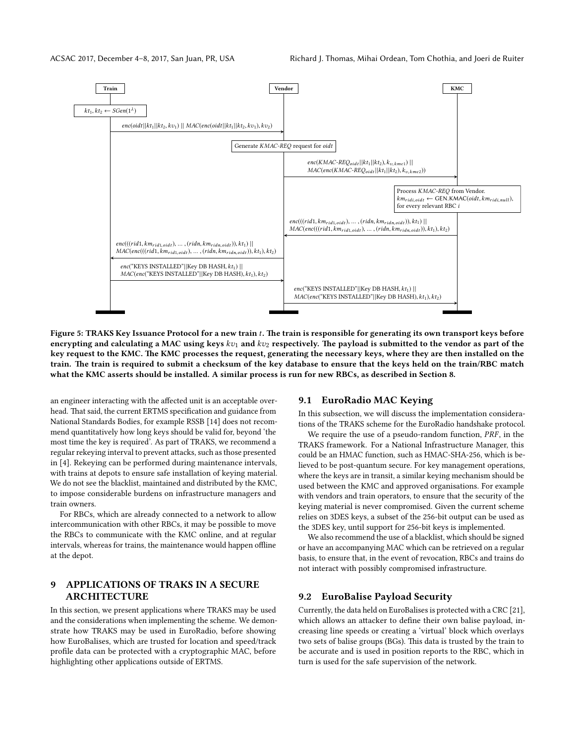**Figure 5: TRAKS Key Issuance Protocol for a new train $t$. The train is responsible for generating its own transport keys before encrypting and calculating a MAC using keys $kv_1$ and $kv_2$ respectively. The payload is submitted to the vendor as part of the key request to the KMC. The KMC processes the request, generating the necessary keys, where they are then installed on the train. The train is required to submit a checksum of the key database to ensure that the keys held on the train/RBC match what the KMC asserts should be installed. A similar process is run for new RBCs, as described in Section 8.**

an engineer interacting with the affected unit is an acceptable overhead. That said, the current ERTMS specification and guidance from National Standards Bodies, for example RSSB [14] does not recommend quantitatively how long keys should be valid for, beyond 'the most time the key is required'. As part of TRAKS, we recommend a regular rekeying interval to prevent attacks, such as those presented in [4]. Rekeying can be performed during maintenance intervals, with trains at depots to ensure safe installation of keying material. We do not see the blacklist, maintained and distributed by the KMC, to impose considerable burdens on infrastructure managers and train owners.

For RBCs, which are already connected to a network to allow intercommunication with other RBCs, it may be possible to move the RBCs to communicate with the KMC online, and at regular intervals, whereas for trains, the maintenance would happen offline at the depot.

## 9 APPLICATIONS OF TRAKS IN A SECURE ARCHITECTURE

In this section, we present applications where TRAKS may be used and the considerations when implementing the scheme. We demonstrate how TRAKS may be used in EuroRadio, before showing how EuroBalises, which are trusted for location and speed/track profile data can be protected with a cryptographic MAC, before highlighting other applications outside of ERTMS.

### 9.1 EuroRadio MAC Keying

In this subsection, we will discuss the implementation considerations of the TRAKS scheme for the EuroRadio handshake protocol.

We require the use of a pseudo-random function, *PRF*, in the TRAKS framework. For a National Infrastructure Manager, this could be an HMAC function, such as HMAC-SHA-256, which is believed to be post-quantum secure. For key management operations, where the keys are in transit, a similar keying mechanism should be used between the KMC and approved organisations. For example with vendors and train operators, to ensure that the security of the keying material is never compromised. Given the current scheme relies on 3DES keys, a subset of the 256-bit output can be used as the 3DES key, until support for 256-bit keys is implemented.

We also recommend the use of a blacklist, which should be signed or have an accompanying MAC which can be retrieved on a regular basis, to ensure that, in the event of revocation, RBCs and trains do not interact with possibly compromised infrastructure.

### 9.2 EuroBalise Payload Security

Currently, the data held on EuroBalises is protected with a CRC [21], which allows an attacker to define their own balise payload, increasing line speeds or creating a 'virtual' block which overlays two sets of balise groups (BGs). This data is trusted by the train to be accurate and is used in position reports to the RBC, which in turn is used for the safe supervision of the network.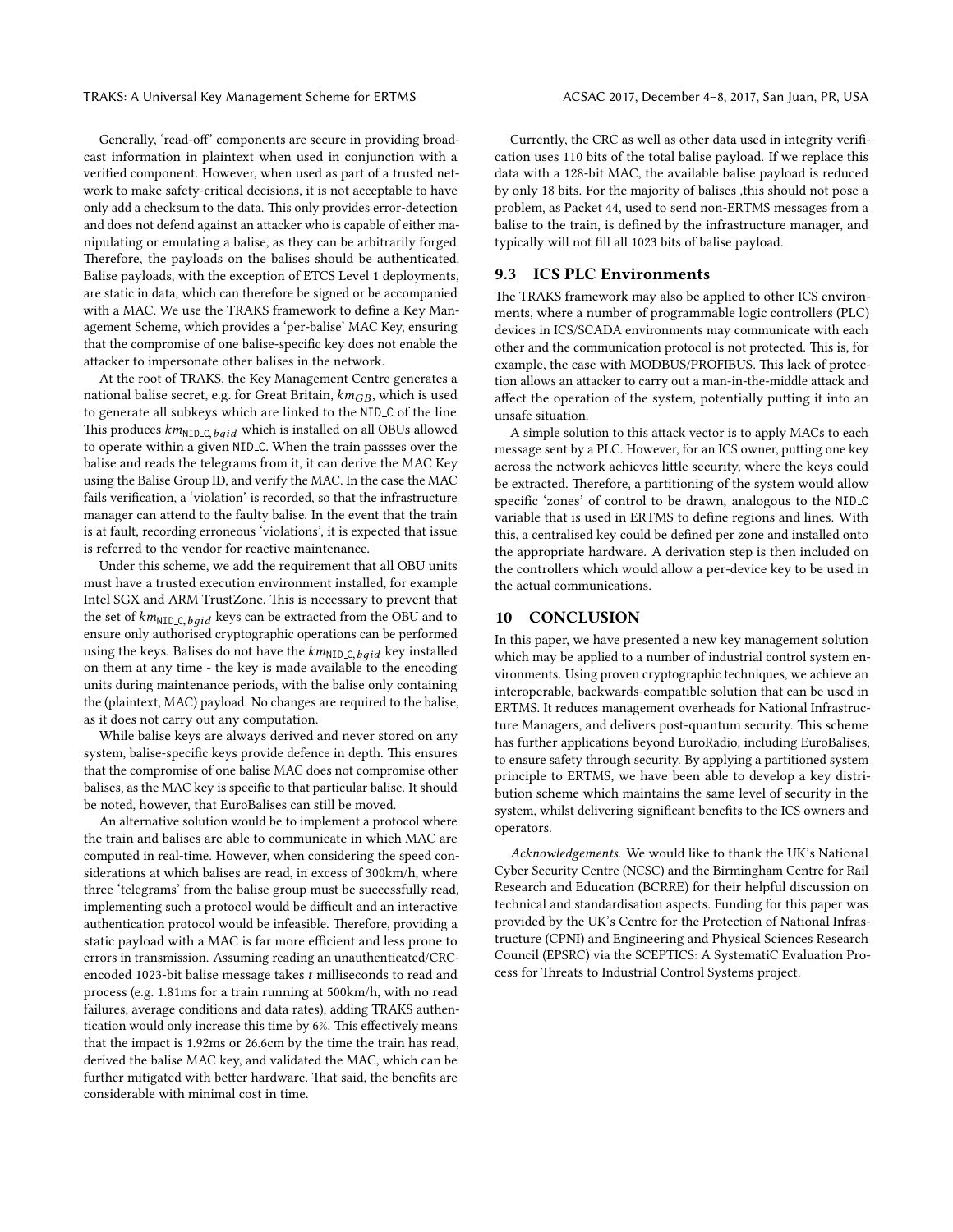Generally, 'read-off' components are secure in providing broadcast information in plaintext when used in conjunction with a verified component. However, when used as part of a trusted network to make safety-critical decisions, it is not acceptable to have only add a checksum to the data. This only provides error-detection and does not defend against an attacker who is capable of either manipulating or emulating a balise, as they can be arbitrarily forged. Therefore, the payloads on the balises should be authenticated. Balise payloads, with the exception of ETCS Level 1 deployments, are static in data, which can therefore be signed or be accompanied with a MAC. We use the TRAKS framework to define a Key Management Scheme, which provides a 'per-balise' MAC Key, ensuring that the compromise of one balise-specific key does not enable the attacker to impersonate other balises in the network.

At the root of TRAKS, the Key Management Centre generates a national balise secret, e.g. for Great Britain, $km_{GB}$, which is used to generate all subkeys which are linked to the NID_C of the line. This produces $km_{\texttt{NID\_C}, bgid}$ which is installed on all OBUs allowed to operate within a given NID_C. When the train passses over the balise and reads the telegrams from it, it can derive the MAC Key using the Balise Group ID, and verify the MAC. In the case the MAC fails verification, a 'violation' is recorded, so that the infrastructure manager can attend to the faulty balise. In the event that the train is at fault, recording erroneous 'violations', it is expected that issue is referred to the vendor for reactive maintenance.

Under this scheme, we add the requirement that all OBU units must have a trusted execution environment installed, for example Intel SGX and ARM TrustZone. This is necessary to prevent that the set of $km_{\texttt{NID\_C}, bgid}$ keys can be extracted from the OBU and to ensure only authorised cryptographic operations can be performed using the keys. Balises do not have the $km_{\texttt{NID\_C}, bgid}$ key installed on them at any time - the key is made available to the encoding units during maintenance periods, with the balise only containing the (plaintext, MAC) payload. No changes are required to the balise, as it does not carry out any computation.

While balise keys are always derived and never stored on any system, balise-specific keys provide defence in depth. This ensures that the compromise of one balise MAC does not compromise other balises, as the MAC key is specific to that particular balise. It should be noted, however, that EuroBalises can still be moved.

An alternative solution would be to implement a protocol where the train and balises are able to communicate in which MAC are computed in real-time. However, when considering the speed considerations at which balises are read, in excess of 300km/h, where three 'telegrams' from the balise group must be successfully read, implementing such a protocol would be difficult and an interactive authentication protocol would be infeasible. Therefore, providing a static payload with a MAC is far more efficient and less prone to errors in transmission. Assuming reading an unauthenticated/CRC-encoded 1023-bit balise message takes $t$ milliseconds to read and process (e.g. 1.81ms for a train running at 500km/h, with no read failures, average conditions and data rates), adding TRAKS authentication would only increase this time by 6%. This effectively means that the impact is 1.92ms or 26.6cm by the time the train has read, derived the balise MAC key, and validated the MAC, which can be further mitigated with better hardware. That said, the benefits are considerable with minimal cost in time.

Currently, the CRC as well as other data used in integrity verification uses 110 bits of the total balise payload. If we replace this data with a 128-bit MAC, the available balise payload is reduced by only 18 bits. For the majority of balises ,this should not pose a problem, as Packet 44, used to send non-ERTMS messages from a balise to the train, is defined by the infrastructure manager, and typically will not fill all 1023 bits of balise payload.

### 9.3 ICS PLC Environments

The TRAKS framework may also be applied to other ICS environments, where a number of programmable logic controllers (PLC) devices in ICS/SCADA environments may communicate with each other and the communication protocol is not protected. This is, for example, the case with MODBUS/PROFIBUS. This lack of protection allows an attacker to carry out a man-in-the-middle attack and affect the operation of the system, potentially putting it into an unsafe situation.

A simple solution to this attack vector is to apply MACs to each message sent by a PLC. However, for an ICS owner, putting one key across the network achieves little security, where the keys could be extracted. Therefore, a partitioning of the system would allow specific 'zones' of control to be drawn, analogous to the NID_C variable that is used in ERTMS to define regions and lines. With this, a centralised key could be defined per zone and installed onto the appropriate hardware. A derivation step is then included on the controllers which would allow a per-device key to be used in the actual communications.

## 10 CONCLUSION

In this paper, we have presented a new key management solution which may be applied to a number of industrial control system environments. Using proven cryptographic techniques, we achieve an interoperable, backwards-compatible solution that can be used in ERTMS. It reduces management overheads for National Infrastructure Managers, and delivers post-quantum security. This scheme has further applications beyond EuroRadio, including EuroBalises, to ensure safety through security. By applying a partitioned system principle to ERTMS, we have been able to develop a key distribution scheme which maintains the same level of security in the system, whilst delivering significant benefits to the ICS owners and operators.

*Acknowledgements.* We would like to thank the UK's National Cyber Security Centre (NCSC) and the Birmingham Centre for Rail Research and Education (BCRRE) for their helpful discussion on technical and standardisation aspects. Funding for this paper was provided by the UK's Centre for the Protection of National Infrastructure (CPNI) and Engineering and Physical Sciences Research Council (EPSRC) via the SCEPTICS: A SystematiC Evaluation Process for Threats to Industrial Control Systems project.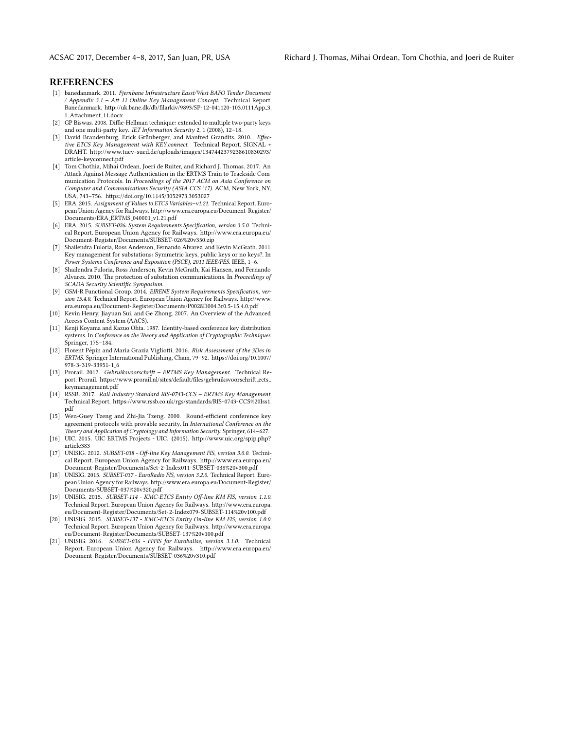## REFERENCES

- [1] banedanmark. 2011. *Fjernbane Infrastructure Easst/West BAFO Tender Document / Appendix 3.1 – Att 11 Online Key Management Concept*. Technical Report. Banedanmark. http://uk.bane.dk/db/filarkiv/9893/SP-12-041120-103.0111App_3.1_Attachment_11.docx
- [2] GP Biswas. 2008. Diffie-Hellman technique: extended to multiple two-party keys and one multi-party key. *IET Information Security* 2, 1 (2008), 12–18.
- [3] David Brandenburg, Erick Grünberger, and Manfred Grandits. 2010. *Effective ETCS Key Management with KEY.connect*. Technical Report. SIGNAL + DRAHT. http://www.tuev-sued.de/uploads/images/1347442379238610830293/article-keyconnect.pdf
- [4] Tom Chothia, Mihai Ordean, Joeri de Ruiter, and Richard J. Thomas. 2017. An Attack Against Message Authentication in the ERTMS Train to Trackside Communication Protocols. In *Proceedings of the 2017 ACM on Asia Conference on Computer and Communications Security (ASIA CCS '17)*. ACM, New York, NY, USA, 743–756. https://doi.org/10.1145/3052973.3053027
- [5] ERA. 2015. *Assignment of Values to ETCS Variables–v1.21*. Technical Report. European Union Agency for Railways. http://www.era.europa.eu/Document-Register/Documents/ERA_ERTMS_040001_v1.21.pdf
- [6] ERA. 2015. *SUBSET-026: System Requirements Specification, version 3.5.0*. Technical Report. European Union Agency for Railways. http://www.era.europa.eu/Document-Register/Documents/SUBSET-026%20v350.zip
- [7] Shailendra Fuloria, Ross Anderson, Fernando Alvarez, and Kevin McGrath. 2011. Key management for substations: Symmetric keys, public keys or no keys?. In *Power Systems Conference and Exposition (PSCE), 2011 IEEE/PES*. IEEE, 1–6.
- [8] Shailendra Fuloria, Ross Anderson, Kevin McGrath, Kai Hansen, and Fernando Alvarez. 2010. The protection of substation communications. In *Proceedings of SCADA Security Scientific Symposium*.
- [9] GSM-R Functional Group. 2014. *EIRENE System Requirements Specification, version 15.4.0*. Technical Report. European Union Agency for Railways. http://www.era.europa.eu/Document-Register/Documents/P0028D004.3r0.5-15.4.0.pdf
- [10] Kevin Henry, Jiayuan Sui, and Ge Zhong. 2007. An Overview of the Advanced Access Content System (AACS).
- [11] Kenji Koyama and Kazuo Ohta. 1987. Identity-based conference key distribution systems. In *Conference on the Theory and Application of Cryptographic Techniques*. Springer, 175–184.
- [12] Florent Pépin and Maria Grazia Vigliotti. 2016. *Risk Assessment of the 3Des in ERTMS*. Springer International Publishing, Cham, 79–92. https://doi.org/10.1007/978-3-319-33951-1_6
- [13] Prorail. 2012. *Gebruiksvoorschrift – ERTMS Key Management*. Technical Report. Prorail. https://www.prorail.nl/sites/default/files/gebruiksvoorschrift_ects_keymanagement.pdf
- [14] RSSB. 2017. *Rail Industry Standard RIS-0743-CCS – ERTMS Key Management*. Technical Report. https://www.rssb.co.uk/rgs/standards/RIS-0743-CCS%20Iss1.pdf
- [15] Wen-Guey Tzeng and Zhi-Jia Tzeng. 2000. Round-efficient conference key agreement protocols with provable security. In *International Conference on the Theory and Application of Cryptology and Information Security*. Springer, 614–627.
- [16] UIC. 2015. UIC ERTMS Projects - UIC. (2015). http://www.uic.org/spip.php?article383
- [17] UNISIG. 2012. *SUBSET-038 - Off-line Key Management FIS, version 3.0.0*. Technical Report. European Union Agency for Railways. http://www.era.europa.eu/Document-Register/Documents/Set-2-Index011-SUBSET-038%20v300.pdf
- [18] UNISIG. 2015. *SUBSET-037 - EuroRadio FIS, version 3.2.0*. Technical Report. European Union Agency for Railways. http://www.era.europa.eu/Document-Register/Documents/SUBSET-037%20v320.pdf
- [19] UNISIG. 2015. *SUBSET-114 - KMC-ETCS Entity Off-line KM FIS, version 1.1.0*. Technical Report. European Union Agency for Railways. http://www.era.europa.eu/Document-Register/Documents/Set-2-Index079-SUBSET-114%20v100.pdf
- [20] UNISIG. 2015. *SUBSET-137 - KMC-ETCS Entity On-line KM FIS, version 1.0.0*. Technical Report. European Union Agency for Railways. http://www.era.europa.eu/Document-Register/Documents/SUBSET-137%20v100.pdf
- [21] UNISIG. 2016. *SUBSET-036 - FFFIS for Eurobalise, version 3.1.0*. Technical Report. European Union Agency for Railways. http://www.era.europa.eu/Document-Register/Documents/SUBSET-036%20v310.pdf